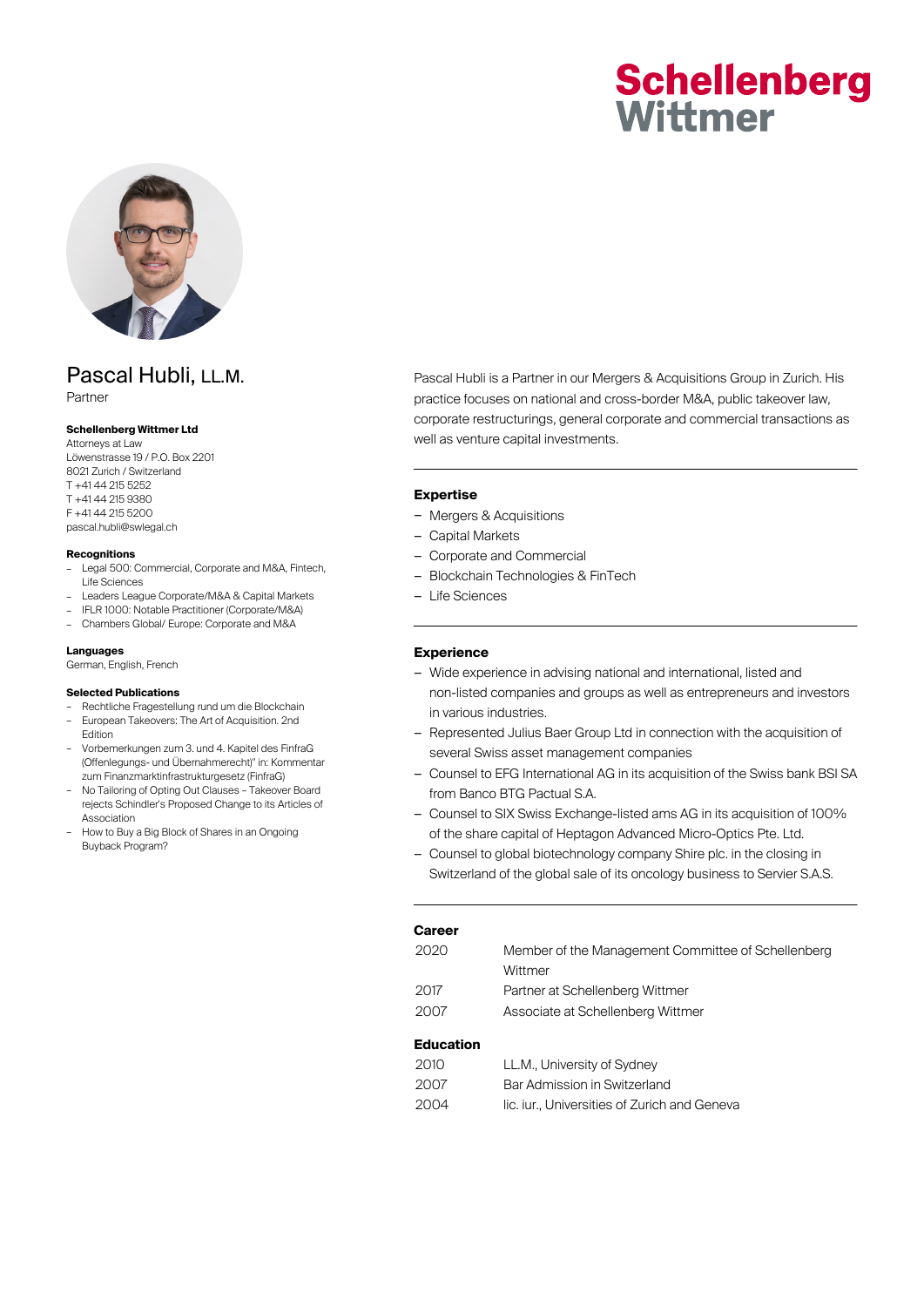Schellenberg Wittmer

# Pascal Hubli, LL.M.

Partner

**Schellenberg Wittmer Ltd**
Attorneys at Law
Löwenstrasse 19 / P.O. Box 2201
8021 Zurich / Switzerland
T +41 44 215 5252
T +41 44 215 9380
F +41 44 215 5200
pascal.hubli@swlegal.ch

**Recognitions**

- Legal 500: Commercial, Corporate and M&A, Fintech, Life Sciences
- Leaders League Corporate/M&A & Capital Markets
- IFLR 1000: Notable Practitioner (Corporate/M&A)
- Chambers Global/ Europe: Corporate and M&A

**Languages**
German, English, French

**Selected Publications**

- Rechtliche Fragestellung rund um die Blockchain
- European Takeovers: The Art of Acquisition. 2nd Edition
- Vorbemerkungen zum 3. und 4. Kapitel des FinfraG (Offenlegungs- und Übernahmerecht)" in: Kommentar zum Finanzmarktinfrastrukturgesetz (FinfraG)
- No Tailoring of Opting Out Clauses – Takeover Board rejects Schindler's Proposed Change to its Articles of Association
- How to Buy a Big Block of Shares in an Ongoing Buyback Program?

Pascal Hubli is a Partner in our Mergers & Acquisitions Group in Zurich. His practice focuses on national and cross-border M&A, public takeover law, corporate restructurings, general corporate and commercial transactions as well as venture capital investments.

## Expertise

- Mergers & Acquisitions
- Capital Markets
- Corporate and Commercial
- Blockchain Technologies & FinTech
- Life Sciences

## Experience

- Wide experience in advising national and international, listed and non-listed companies and groups as well as entrepreneurs and investors in various industries.
- Represented Julius Baer Group Ltd in connection with the acquisition of several Swiss asset management companies
- Counsel to EFG International AG in its acquisition of the Swiss bank BSI SA from Banco BTG Pactual S.A.
- Counsel to SIX Swiss Exchange-listed ams AG in its acquisition of 100% of the share capital of Heptagon Advanced Micro-Optics Pte. Ltd.
- Counsel to global biotechnology company Shire plc. in the closing in Switzerland of the global sale of its oncology business to Servier S.A.S.

## Career

| | |
|---|---|
| 2020 | Member of the Management Committee of Schellenberg Wittmer |
| 2017 | Partner at Schellenberg Wittmer |
| 2007 | Associate at Schellenberg Wittmer |

## Education

| | |
|---|---|
| 2010 | LL.M., University of Sydney |
| 2007 | Bar Admission in Switzerland |
| 2004 | lic. iur., Universities of Zurich and Geneva |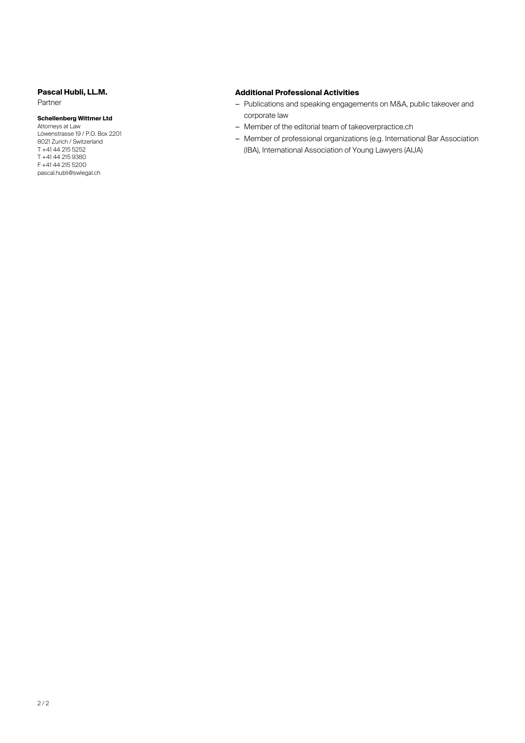**Pascal Hubli, LL.M.**
Partner

**Schellenberg Wittmer Ltd**
Attorneys at Law
Löwenstrasse 19 / P.O. Box 2201
8021 Zurich / Switzerland
T +41 44 215 5252
T +41 44 215 9380
F +41 44 215 5200
pascal.hubli@swlegal.ch

**Additional Professional Activities**

- Publications and speaking engagements on M&A, public takeover and corporate law
- Member of the editorial team of takeoverpractice.ch
- Member of professional organizations (e.g. International Bar Association (IBA), International Association of Young Lawyers (AIJA)